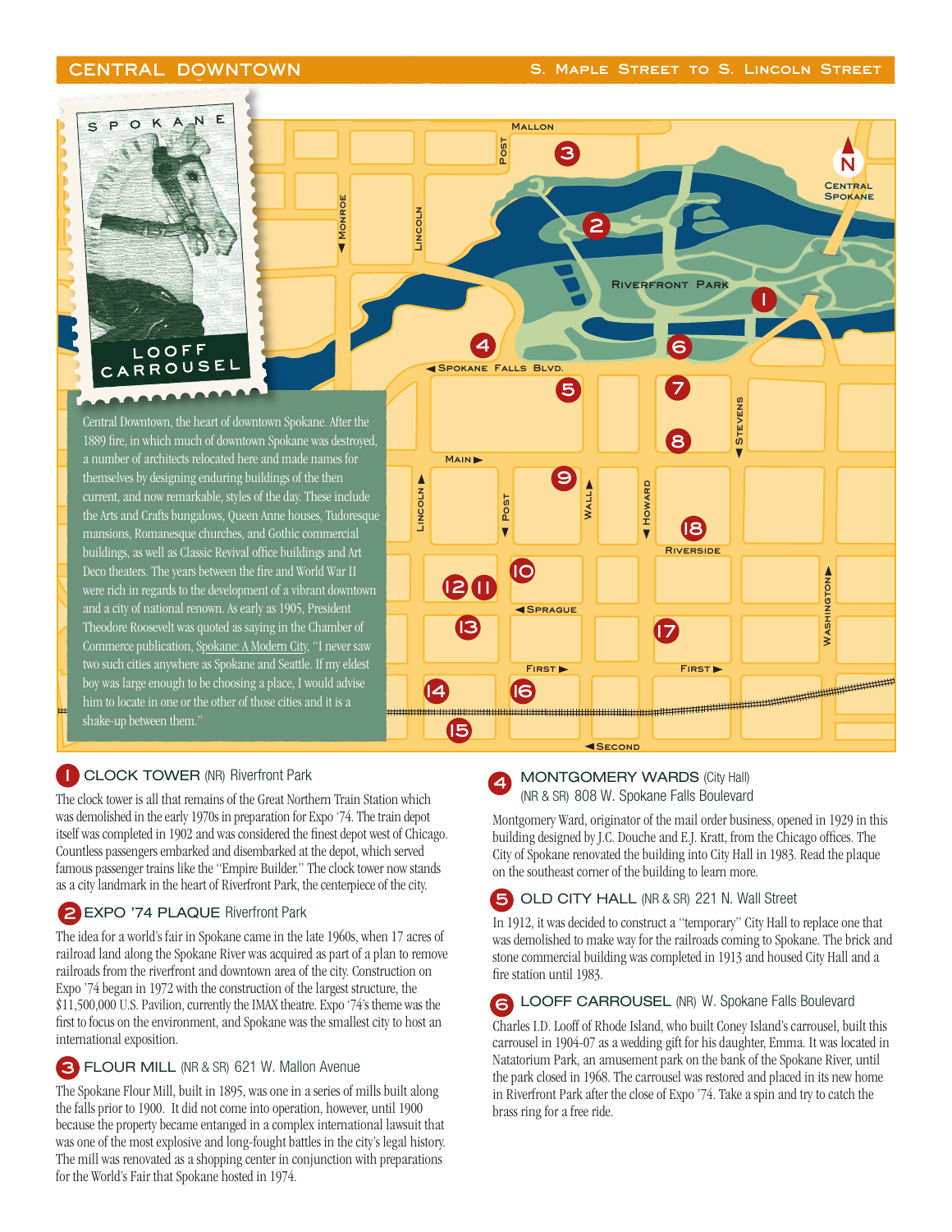# CENTRAL DOWNTOWN

S. Maple Street to S. Lincoln Street

Central Downtown, the heart of downtown Spokane. After the 1889 fire, in which much of downtown Spokane was destroyed, a number of architects relocated here and made names for themselves by designing enduring buildings of the then current, and now remarkable, styles of the day. These include the Arts and Crafts bungalows, Queen Anne houses, Tudoresque mansions, Romanesque churches, and Gothic commercial buildings, as well as Classic Revival office buildings and Art Deco theaters. The years between the fire and World War II were rich in regards to the development of a vibrant downtown and a city of national renown. As early as 1905, President Theodore Roosevelt was quoted as saying in the Chamber of Commerce publication, Spokane: A Modern City, "I never saw two such cities anywhere as Spokane and Seattle. If my eldest boy was large enough to be choosing a place, I would advise him to locate in one or the other of those cities and it is a shake-up between them."

## 1 CLOCK TOWER (NR) Riverfront Park

The clock tower is all that remains of the Great Northern Train Station which was demolished in the early 1970s in preparation for Expo '74. The train depot itself was completed in 1902 and was considered the finest depot west of Chicago. Countless passengers embarked and disembarked at the depot, which served famous passenger trains like the "Empire Builder." The clock tower now stands as a city landmark in the heart of Riverfront Park, the centerpiece of the city.

## 2 EXPO '74 PLAQUE Riverfront Park

The idea for a world's fair in Spokane came in the late 1960s, when 17 acres of railroad land along the Spokane River was acquired as part of a plan to remove railroads from the riverfront and downtown area of the city. Construction on Expo '74 began in 1972 with the construction of the largest structure, the $11,500,000 U.S. Pavilion, currently the IMAX theatre. Expo '74's theme was the first to focus on the environment, and Spokane was the smallest city to host an international exposition.

## 3 FLOUR MILL (NR & SR) 621 W. Mallon Avenue

The Spokane Flour Mill, built in 1895, was one in a series of mills built along the falls prior to 1900. It did not come into operation, however, until 1900 because the property became entangled in a complex international lawsuit that was one of the most explosive and long-fought battles in the city's legal history. The mill was renovated as a shopping center in conjunction with preparations for the World's Fair that Spokane hosted in 1974.

## 4 MONTGOMERY WARDS (City Hall) (NR & SR) 808 W. Spokane Falls Boulevard

Montgomery Ward, originator of the mail order business, opened in 1929 in this building designed by J.C. Douche and E.J. Kratt, from the Chicago offices. The City of Spokane renovated the building into City Hall in 1983. Read the plaque on the southeast corner of the building to learn more.

## 5 OLD CITY HALL (NR & SR) 221 N. Wall Street

In 1912, it was decided to construct a "temporary" City Hall to replace one that was demolished to make way for the railroads coming to Spokane. The brick and stone commercial building was completed in 1913 and housed City Hall and a fire station until 1983.

## 6 LOOFF CARROUSEL (NR) W. Spokane Falls Boulevard

Charles I.D. Looff of Rhode Island, who built Coney Island's carrousel, built this carrousel in 1904-07 as a wedding gift for his daughter, Emma. It was located in Natatorium Park, an amusement park on the bank of the Spokane River, until the park closed in 1968. The carrousel was restored and placed in its new home in Riverfront Park after the close of Expo '74. Take a spin and try to catch the brass ring for a free ride.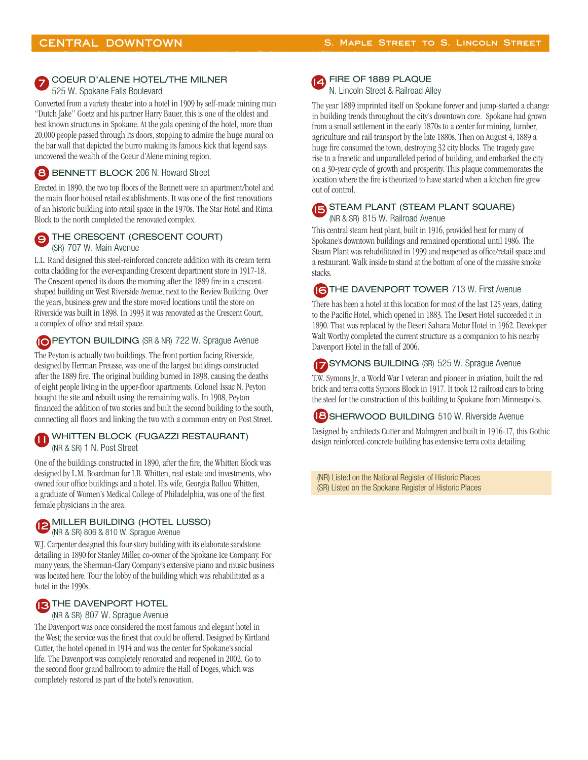## CENTRAL DOWNTOWN

## S. Maple Street to S. Lincoln Street

### 7 COEUR D'ALENE HOTEL/THE MILNER
525 W. Spokane Falls Boulevard

Converted from a variety theater into a hotel in 1909 by self-made mining man "Dutch Jake" Goetz and his partner Harry Bauer, this is one of the oldest and best known structures in Spokane. At the gala opening of the hotel, more than 20,000 people passed through its doors, stopping to admire the huge mural on the bar wall that depicted the burro making its famous kick that legend says uncovered the wealth of the Coeur d'Alene mining region.

### 8 BENNETT BLOCK 206 N. Howard Street

Erected in 1890, the two top floors of the Bennett were an apartment/hotel and the main floor housed retail establishments. It was one of the first renovations of an historic building into retail space in the 1970s. The Star Hotel and Rima Block to the north completed the renovated complex.

### 9 THE CRESCENT (CRESCENT COURT)
(SR) 707 W. Main Avenue

L.L. Rand designed this steel-reinforced concrete addition with its cream terra cotta cladding for the ever-expanding Crescent department store in 1917-18. The Crescent opened its doors the morning after the 1889 fire in a crescent-shaped building on West Riverside Avenue, next to the Review Building. Over the years, business grew and the store moved locations until the store on Riverside was built in 1898. In 1993 it was renovated as the Crescent Court, a complex of office and retail space.

### 10 PEYTON BUILDING (SR & NR) 722 W. Sprague Avenue

The Peyton is actually two buildings. The front portion facing Riverside, designed by Herman Preusse, was one of the largest buildings constructed after the 1889 fire. The original building burned in 1898, causing the deaths of eight people living in the upper-floor apartments. Colonel Issac N. Peyton bought the site and rebuilt using the remaining walls. In 1908, Peyton financed the addition of two stories and built the second building to the south, connecting all floors and linking the two with a common entry on Post Street.

### 11 WHITTEN BLOCK (FUGAZZI RESTAURANT)
(NR & SR) 1 N. Post Street

One of the buildings constructed in 1890, after the fire, the Whitten Block was designed by L.M. Boardman for I.B. Whitten, real estate and investments, who owned four office buildings and a hotel. His wife, Georgia Ballou Whitten, a graduate of Women's Medical College of Philadelphia, was one of the first female physicians in the area.

### 12 MILLER BUILDING (HOTEL LUSSO)
(NR & SR) 806 & 810 W. Sprague Avenue

W.J. Carpenter designed this four-story building with its elaborate sandstone detailing in 1890 for Stanley Miller, co-owner of the Spokane Ice Company. For many years, the Sherman-Clary Company's extensive piano and music business was located here. Tour the lobby of the building which was rehabilitated as a hotel in the 1990s.

### 13 THE DAVENPORT HOTEL
(NR & SR) 807 W. Sprague Avenue

The Davenport was once considered the most famous and elegant hotel in the West; the service was the finest that could be offered. Designed by Kirtland Cutter, the hotel opened in 1914 and was the center for Spokane's social life. The Davenport was completely renovated and reopened in 2002. Go to the second floor grand ballroom to admire the Hall of Doges, which was completely restored as part of the hotel's renovation.

### 14 FIRE OF 1889 PLAQUE
N. Lincoln Street & Railroad Alley

The year 1889 imprinted itself on Spokane forever and jump-started a change in building trends throughout the city's downtown core. Spokane had grown from a small settlement in the early 1870s to a center for mining, lumber, agriculture and rail transport by the late 1880s. Then on August 4, 1889 a huge fire consumed the town, destroying 32 city blocks. The tragedy gave rise to a frenetic and unparalleled period of building, and embarked the city on a 30-year cycle of growth and prosperity. This plaque commemorates the location where the fire is theorized to have started when a kitchen fire grew out of control.

### 15 STEAM PLANT (STEAM PLANT SQUARE)
(NR & SR) 815 W. Railroad Avenue

This central steam heat plant, built in 1916, provided heat for many of Spokane's downtown buildings and remained operational until 1986. The Steam Plant was rehabilitated in 1999 and reopened as office/retail space and a restaurant. Walk inside to stand at the bottom of one of the massive smoke stacks.

### 16 THE DAVENPORT TOWER 713 W. First Avenue

There has been a hotel at this location for most of the last 125 years, dating to the Pacific Hotel, which opened in 1883. The Desert Hotel succeeded it in 1890. That was replaced by the Desert Sahara Motor Hotel in 1962. Developer Walt Worthy completed the current structure as a companion to his nearby Davenport Hotel in the fall of 2006.

### 17 SYMONS BUILDING (SR) 525 W. Sprague Avenue

T.W. Symons Jr., a World War I veteran and pioneer in aviation, built the red brick and terra cotta Symons Block in 1917. It took 12 railroad cars to bring the steel for the construction of this building to Spokane from Minneapolis.

### 18 SHERWOOD BUILDING 510 W. Riverside Avenue

Designed by architects Cutter and Malmgren and built in 1916-17, this Gothic design reinforced-concrete building has extensive terra cotta detailing.

(NR) Listed on the National Register of Historic Places
(SR) Listed on the Spokane Register of Historic Places